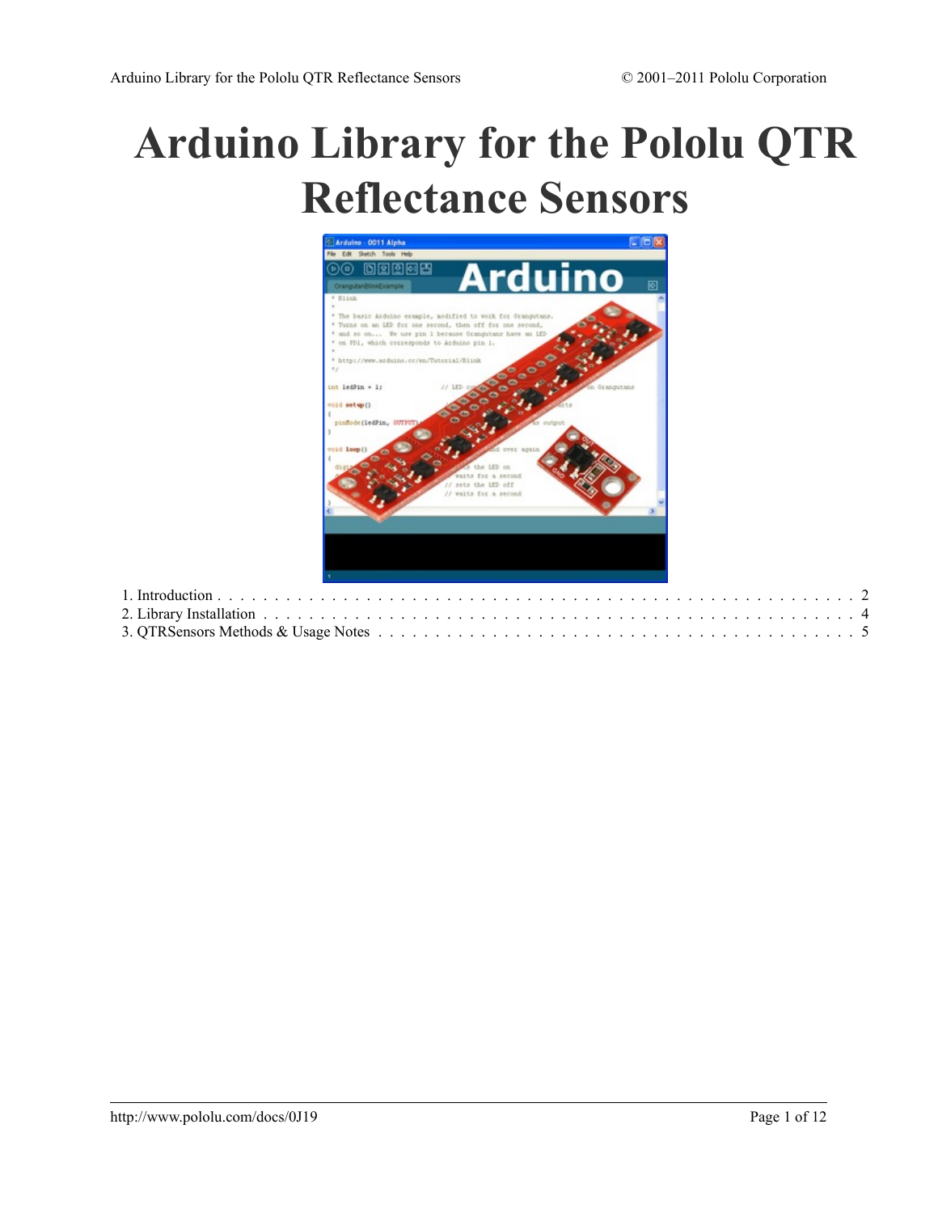# Arduino Library for the Pololu QTR Reflectance Sensors

1. Introduction . . . . . . . . . . . . . . . . . . . . . . . . . . . . . . . . . . . . . . . . . . . . . . . . . . . . . . . . . . . . 2
2. Library Installation . . . . . . . . . . . . . . . . . . . . . . . . . . . . . . . . . . . . . . . . . . . . . . . . . . . . . . . . 4
3. QTRSensors Methods & Usage Notes . . . . . . . . . . . . . . . . . . . . . . . . . . . . . . . . . . . . . . . . . . . 5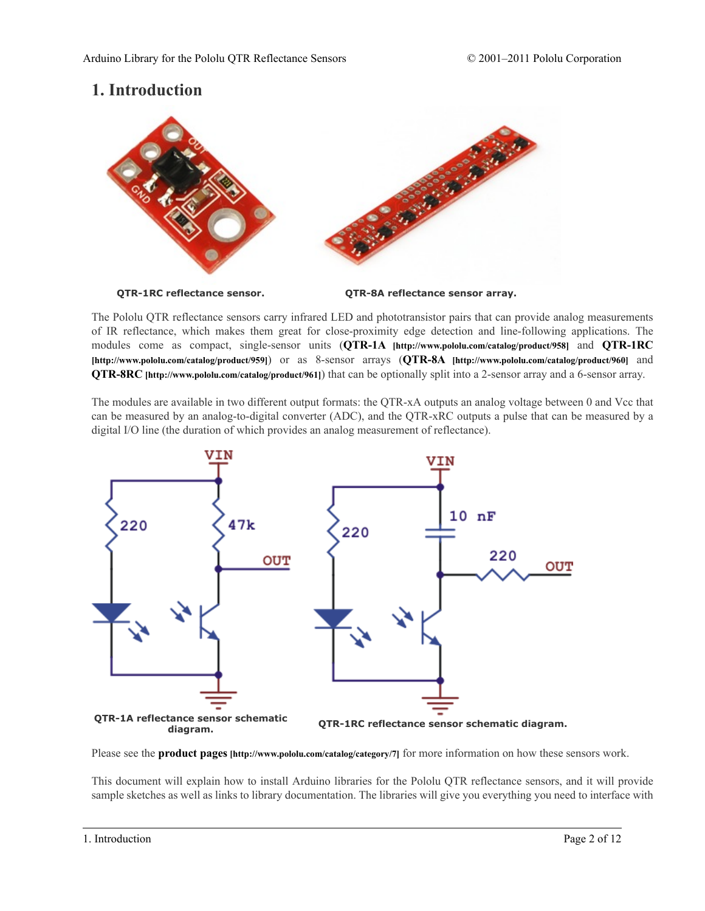# 1. Introduction

QTR-1RC reflectance sensor.

QTR-8A reflectance sensor array.

The Pololu QTR reflectance sensors carry infrared LED and phototransistor pairs that can provide analog measurements of IR reflectance, which makes them great for close-proximity edge detection and line-following applications. The modules come as compact, single-sensor units (**QTR-1A** [http://www.pololu.com/catalog/product/958] and **QTR-1RC** [http://www.pololu.com/catalog/product/959]) or as 8-sensor arrays (**QTR-8A** [http://www.pololu.com/catalog/product/960] and **QTR-8RC** [http://www.pololu.com/catalog/product/961]) that can be optionally split into a 2-sensor array and a 6-sensor array.

The modules are available in two different output formats: the QTR-xA outputs an analog voltage between 0 and Vcc that can be measured by an analog-to-digital converter (ADC), and the QTR-xRC outputs a pulse that can be measured by a digital I/O line (the duration of which provides an analog measurement of reflectance).

QTR-1A reflectance sensor schematic diagram.

QTR-1RC reflectance sensor schematic diagram.

Please see the **product pages** [http://www.pololu.com/catalog/category/7] for more information on how these sensors work.

This document will explain how to install Arduino libraries for the Pololu QTR reflectance sensors, and it will provide sample sketches as well as links to library documentation. The libraries will give you everything you need to interface with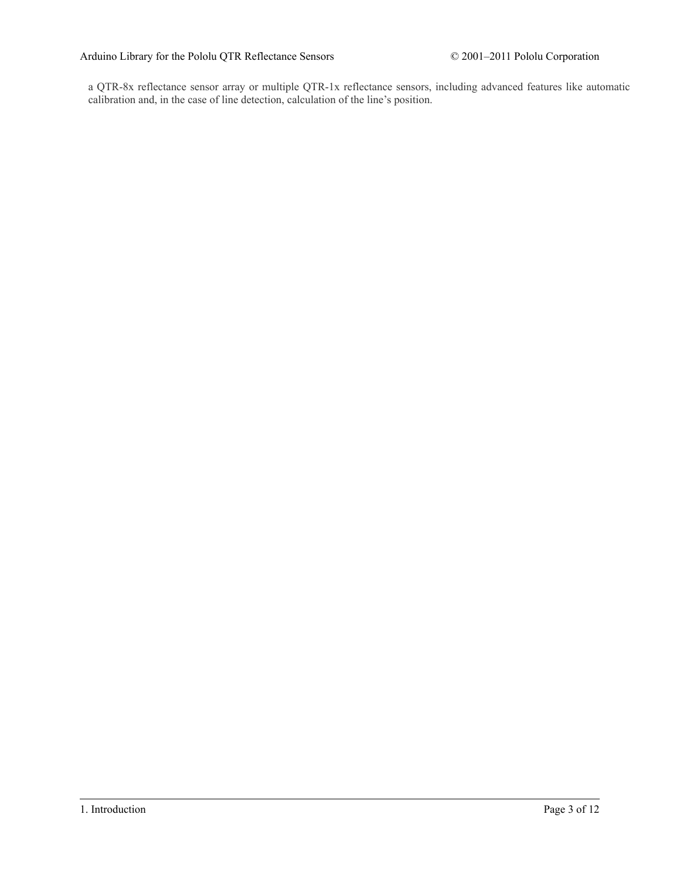a QTR-8x reflectance sensor array or multiple QTR-1x reflectance sensors, including advanced features like automatic calibration and, in the case of line detection, calculation of the line's position.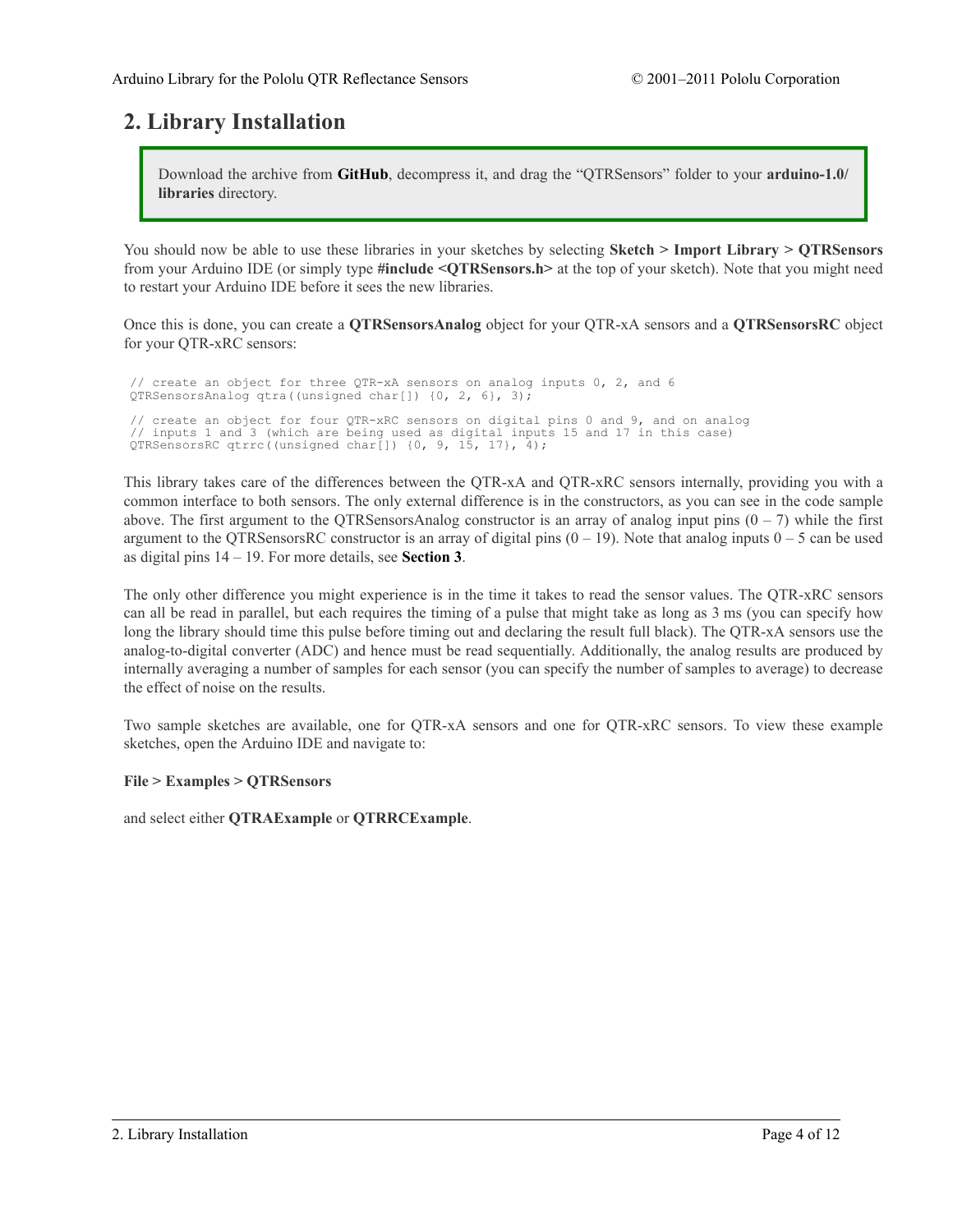## 2. Library Installation

> Download the archive from **GitHub**, decompress it, and drag the "QTRSensors" folder to your **arduino-1.0/libraries** directory.

You should now be able to use these libraries in your sketches by selecting **Sketch > Import Library > QTRSensors** from your Arduino IDE (or simply type **#include <QTRSensors.h>** at the top of your sketch). Note that you might need to restart your Arduino IDE before it sees the new libraries.

Once this is done, you can create a **QTRSensorsAnalog** object for your QTR-xA sensors and a **QTRSensorsRC** object for your QTR-xRC sensors:

```
// create an object for three QTR-xA sensors on analog inputs 0, 2, and 6
QTRSensorsAnalog qtra((unsigned char[]) {0, 2, 6}, 3);

// create an object for four QTR-xRC sensors on digital pins 0 and 9, and on analog
// inputs 1 and 3 (which are being used as digital inputs 15 and 17 in this case)
QTRSensorsRC qtrrc((unsigned char[]) {0, 9, 15, 17}, 4);
```

This library takes care of the differences between the QTR-xA and QTR-xRC sensors internally, providing you with a common interface to both sensors. The only external difference is in the constructors, as you can see in the code sample above. The first argument to the QTRSensorsAnalog constructor is an array of analog input pins (0 – 7) while the first argument to the QTRSensorsRC constructor is an array of digital pins (0 – 19). Note that analog inputs 0 – 5 can be used as digital pins 14 – 19. For more details, see **Section 3**.

The only other difference you might experience is in the time it takes to read the sensor values. The QTR-xRC sensors can all be read in parallel, but each requires the timing of a pulse that might take as long as 3 ms (you can specify how long the library should time this pulse before timing out and declaring the result full black). The QTR-xA sensors use the analog-to-digital converter (ADC) and hence must be read sequentially. Additionally, the analog results are produced by internally averaging a number of samples for each sensor (you can specify the number of samples to average) to decrease the effect of noise on the results.

Two sample sketches are available, one for QTR-xA sensors and one for QTR-xRC sensors. To view these example sketches, open the Arduino IDE and navigate to:

**File > Examples > QTRSensors**

and select either **QTRAExample** or **QTRRCExample**.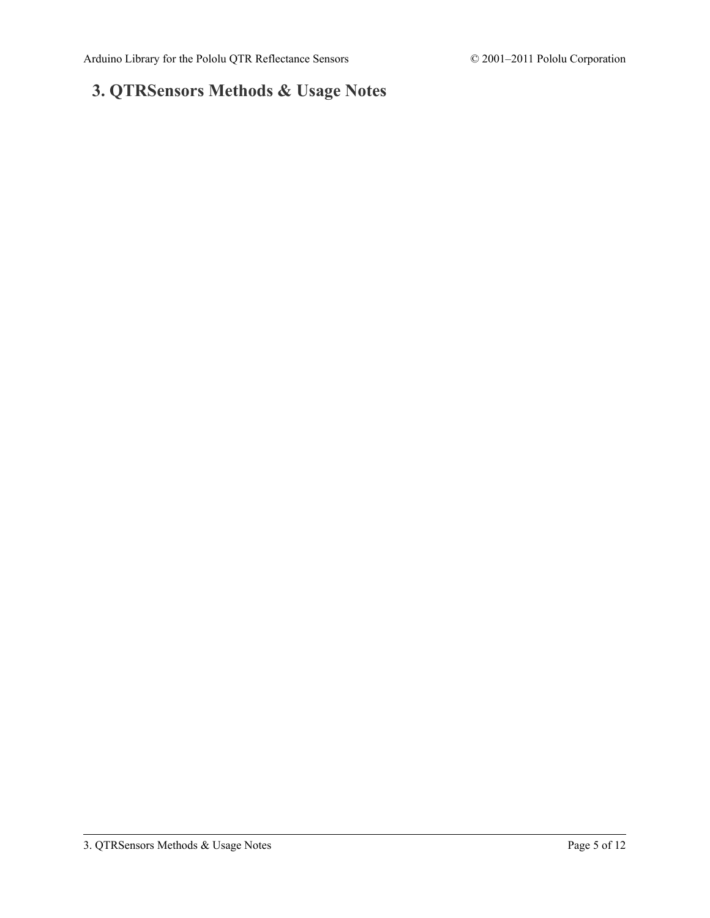# 3. QTRSensors Methods & Usage Notes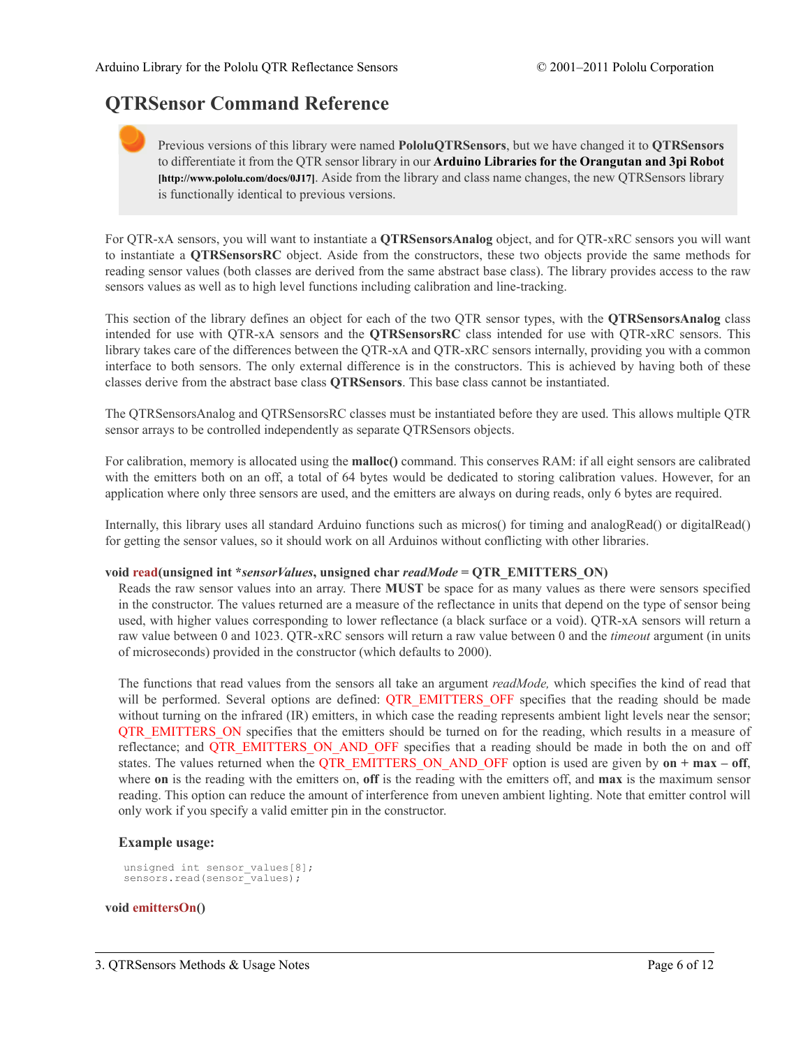## QTRSensor Command Reference

> Previous versions of this library were named **PololuQTRSensors**, but we have changed it to **QTRSensors** to differentiate it from the QTR sensor library in our **Arduino Libraries for the Orangutan and 3pi Robot** **[http://www.pololu.com/docs/0J17]**. Aside from the library and class name changes, the new QTRSensors library is functionally identical to previous versions.

For QTR-xA sensors, you will want to instantiate a **QTRSensorsAnalog** object, and for QTR-xRC sensors you will want to instantiate a **QTRSensorsRC** object. Aside from the constructors, these two objects provide the same methods for reading sensor values (both classes are derived from the same abstract base class). The library provides access to the raw sensors values as well as to high level functions including calibration and line-tracking.

This section of the library defines an object for each of the two QTR sensor types, with the **QTRSensorsAnalog** class intended for use with QTR-xA sensors and the **QTRSensorsRC** class intended for use with QTR-xRC sensors. This library takes care of the differences between the QTR-xA and QTR-xRC sensors internally, providing you with a common interface to both sensors. The only external difference is in the constructors. This is achieved by having both of these classes derive from the abstract base class **QTRSensors**. This base class cannot be instantiated.

The QTRSensorsAnalog and QTRSensorsRC classes must be instantiated before they are used. This allows multiple QTR sensor arrays to be controlled independently as separate QTRSensors objects.

For calibration, memory is allocated using the **malloc()** command. This conserves RAM: if all eight sensors are calibrated with the emitters both on an off, a total of 64 bytes would be dedicated to storing calibration values. However, for an application where only three sensors are used, and the emitters are always on during reads, only 6 bytes are required.

Internally, this library uses all standard Arduino functions such as micros() for timing and analogRead() or digitalRead() for getting the sensor values, so it should work on all Arduinos without conflicting with other libraries.

**void read(unsigned int *_sensorValues_, unsigned char _readMode_ = QTR_EMITTERS_ON)**

Reads the raw sensor values into an array. There **MUST** be space for as many values as there were sensors specified in the constructor. The values returned are a measure of the reflectance in units that depend on the type of sensor being used, with higher values corresponding to lower reflectance (a black surface or a void). QTR-xA sensors will return a raw value between 0 and 1023. QTR-xRC sensors will return a raw value between 0 and the *timeout* argument (in units of microseconds) provided in the constructor (which defaults to 2000).

The functions that read values from the sensors all take an argument *readMode,* which specifies the kind of read that will be performed. Several options are defined: QTR_EMITTERS_OFF specifies that the reading should be made without turning on the infrared (IR) emitters, in which case the reading represents ambient light levels near the sensor; QTR_EMITTERS_ON specifies that the emitters should be turned on for the reading, which results in a measure of reflectance; and QTR_EMITTERS_ON_AND_OFF specifies that a reading should be made in both the on and off states. The values returned when the QTR_EMITTERS_ON_AND_OFF option is used are given by **on + max – off**, where **on** is the reading with the emitters on, **off** is the reading with the emitters off, and **max** is the maximum sensor reading. This option can reduce the amount of interference from uneven ambient lighting. Note that emitter control will only work if you specify a valid emitter pin in the constructor.

**Example usage:**

```
unsigned int sensor_values[8];
sensors.read(sensor_values);
```

**void emittersOn()**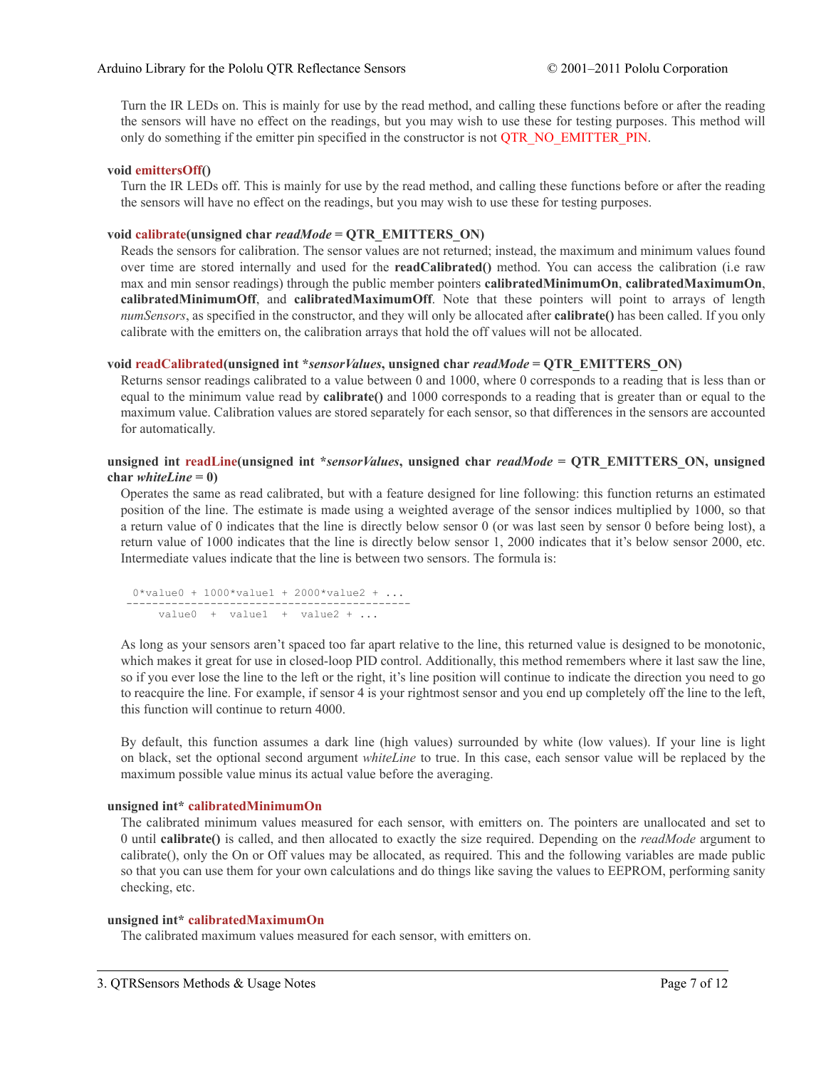Turn the IR LEDs on. This is mainly for use by the read method, and calling these functions before or after the reading the sensors will have no effect on the readings, but you may wish to use these for testing purposes. This method will only do something if the emitter pin specified in the constructor is not QTR_NO_EMITTER_PIN.

**void emittersOff()**

Turn the IR LEDs off. This is mainly for use by the read method, and calling these functions before or after the reading the sensors will have no effect on the readings, but you may wish to use these for testing purposes.

**void calibrate(unsigned char *readMode* = QTR_EMITTERS_ON)**

Reads the sensors for calibration. The sensor values are not returned; instead, the maximum and minimum values found over time are stored internally and used for the **readCalibrated()** method. You can access the calibration (i.e raw max and min sensor readings) through the public member pointers **calibratedMinimumOn**, **calibratedMaximumOn**, **calibratedMinimumOff**, and **calibratedMaximumOff**. Note that these pointers will point to arrays of length *numSensors*, as specified in the constructor, and they will only be allocated after **calibrate()** has been called. If you only calibrate with the emitters on, the calibration arrays that hold the off values will not be allocated.

**void readCalibrated(unsigned int *sensorValues, unsigned char *readMode* = QTR_EMITTERS_ON)**

Returns sensor readings calibrated to a value between 0 and 1000, where 0 corresponds to a reading that is less than or equal to the minimum value read by **calibrate()** and 1000 corresponds to a reading that is greater than or equal to the maximum value. Calibration values are stored separately for each sensor, so that differences in the sensors are accounted for automatically.

**unsigned int readLine(unsigned int *sensorValues, unsigned char *readMode* = QTR_EMITTERS_ON, unsigned char *whiteLine* = 0)**

Operates the same as read calibrated, but with a feature designed for line following: this function returns an estimated position of the line. The estimate is made using a weighted average of the sensor indices multiplied by 1000, so that a return value of 0 indicates that the line is directly below sensor 0 (or was last seen by sensor 0 before being lost), a return value of 1000 indicates that the line is directly below sensor 1, 2000 indicates that it's below sensor 2000, etc. Intermediate values indicate that the line is between two sensors. The formula is:

```
 0*value0 + 1000*value1 + 2000*value2 + ...
--------------------------------------------
     value0  +  value1  +  value2 + ...
```

As long as your sensors aren't spaced too far apart relative to the line, this returned value is designed to be monotonic, which makes it great for use in closed-loop PID control. Additionally, this method remembers where it last saw the line, so if you ever lose the line to the left or the right, it's line position will continue to indicate the direction you need to go to reacquire the line. For example, if sensor 4 is your rightmost sensor and you end up completely off the line to the left, this function will continue to return 4000.

By default, this function assumes a dark line (high values) surrounded by white (low values). If your line is light on black, set the optional second argument *whiteLine* to true. In this case, each sensor value will be replaced by the maximum possible value minus its actual value before the averaging.

**unsigned int\* calibratedMinimumOn**

The calibrated minimum values measured for each sensor, with emitters on. The pointers are unallocated and set to 0 until **calibrate()** is called, and then allocated to exactly the size required. Depending on the *readMode* argument to calibrate(), only the On or Off values may be allocated, as required. This and the following variables are made public so that you can use them for your own calculations and do things like saving the values to EEPROM, performing sanity checking, etc.

**unsigned int\* calibratedMaximumOn**

The calibrated maximum values measured for each sensor, with emitters on.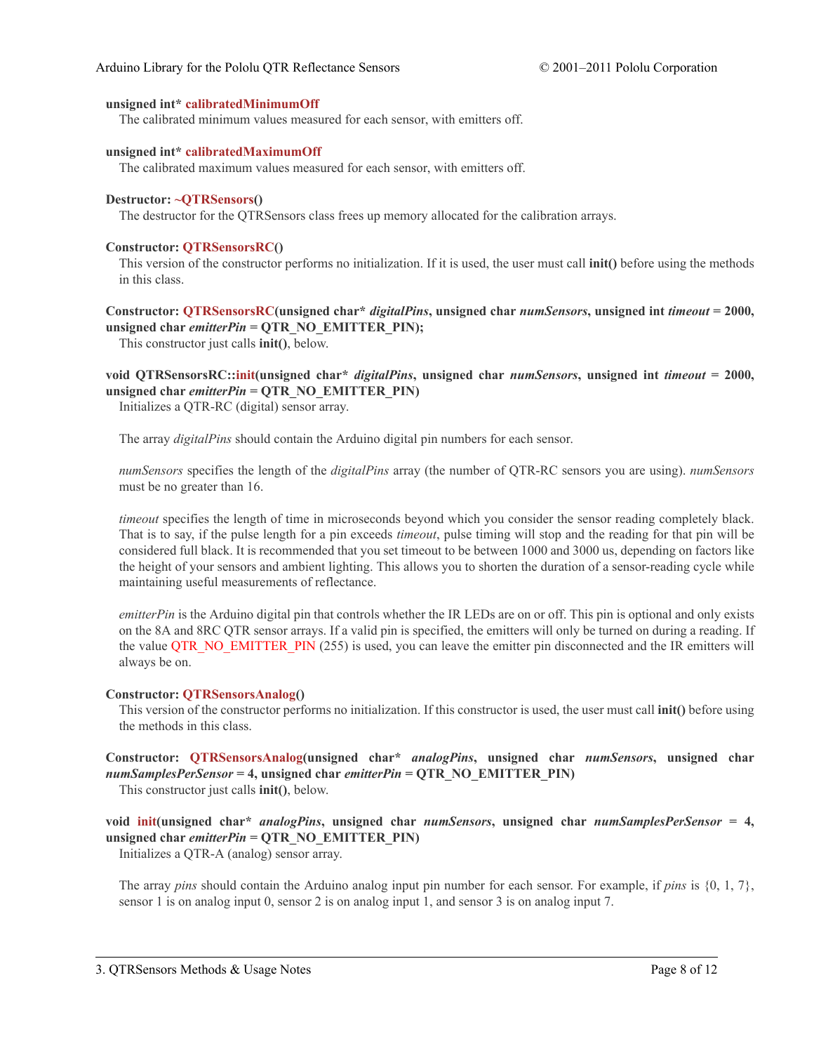**unsigned int* calibratedMinimumOff**

The calibrated minimum values measured for each sensor, with emitters off.

**unsigned int* calibratedMaximumOff**

The calibrated maximum values measured for each sensor, with emitters off.

**Destructor: ~QTRSensors()**

The destructor for the QTRSensors class frees up memory allocated for the calibration arrays.

**Constructor: QTRSensorsRC()**

This version of the constructor performs no initialization. If it is used, the user must call **init()** before using the methods in this class.

**Constructor: QTRSensorsRC(unsigned char*** ***digitalPins*****, unsigned char** ***numSensors*****, unsigned int** ***timeout*** **= 2000, unsigned char** ***emitterPin*** **= QTR_NO_EMITTER_PIN);**

This constructor just calls **init()**, below.

**void QTRSensorsRC::init(unsigned char*** ***digitalPins*****, unsigned char** ***numSensors*****, unsigned int** ***timeout*** **= 2000, unsigned char** ***emitterPin*** **= QTR_NO_EMITTER_PIN)**

Initializes a QTR-RC (digital) sensor array.

The array *digitalPins* should contain the Arduino digital pin numbers for each sensor.

*numSensors* specifies the length of the *digitalPins* array (the number of QTR-RC sensors you are using). *numSensors* must be no greater than 16.

*timeout* specifies the length of time in microseconds beyond which you consider the sensor reading completely black. That is to say, if the pulse length for a pin exceeds *timeout*, pulse timing will stop and the reading for that pin will be considered full black. It is recommended that you set timeout to be between 1000 and 3000 us, depending on factors like the height of your sensors and ambient lighting. This allows you to shorten the duration of a sensor-reading cycle while maintaining useful measurements of reflectance.

*emitterPin* is the Arduino digital pin that controls whether the IR LEDs are on or off. This pin is optional and only exists on the 8A and 8RC QTR sensor arrays. If a valid pin is specified, the emitters will only be turned on during a reading. If the value QTR_NO_EMITTER_PIN (255) is used, you can leave the emitter pin disconnected and the IR emitters will always be on.

**Constructor: QTRSensorsAnalog()**

This version of the constructor performs no initialization. If this constructor is used, the user must call **init()** before using the methods in this class.

**Constructor: QTRSensorsAnalog(unsigned char*** ***analogPins*****, unsigned char** ***numSensors*****, unsigned char** ***numSamplesPerSensor*** **= 4, unsigned char** ***emitterPin*** **= QTR_NO_EMITTER_PIN)**

This constructor just calls **init()**, below.

**void init(unsigned char*** ***analogPins*****, unsigned char** ***numSensors*****, unsigned char** ***numSamplesPerSensor*** **= 4, unsigned char** ***emitterPin*** **= QTR_NO_EMITTER_PIN)**

Initializes a QTR-A (analog) sensor array.

The array *pins* should contain the Arduino analog input pin number for each sensor. For example, if *pins* is {0, 1, 7}, sensor 1 is on analog input 0, sensor 2 is on analog input 1, and sensor 3 is on analog input 7.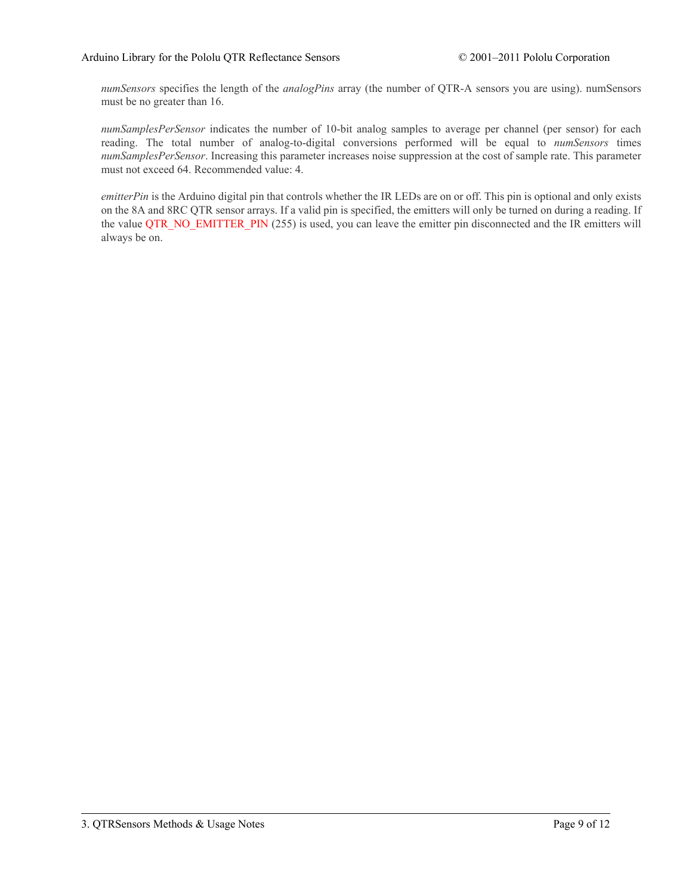*numSensors* specifies the length of the *analogPins* array (the number of QTR-A sensors you are using). numSensors must be no greater than 16.

*numSamplesPerSensor* indicates the number of 10-bit analog samples to average per channel (per sensor) for each reading. The total number of analog-to-digital conversions performed will be equal to *numSensors* times *numSamplesPerSensor*. Increasing this parameter increases noise suppression at the cost of sample rate. This parameter must not exceed 64. Recommended value: 4.

*emitterPin* is the Arduino digital pin that controls whether the IR LEDs are on or off. This pin is optional and only exists on the 8A and 8RC QTR sensor arrays. If a valid pin is specified, the emitters will only be turned on during a reading. If the value QTR_NO_EMITTER_PIN (255) is used, you can leave the emitter pin disconnected and the IR emitters will always be on.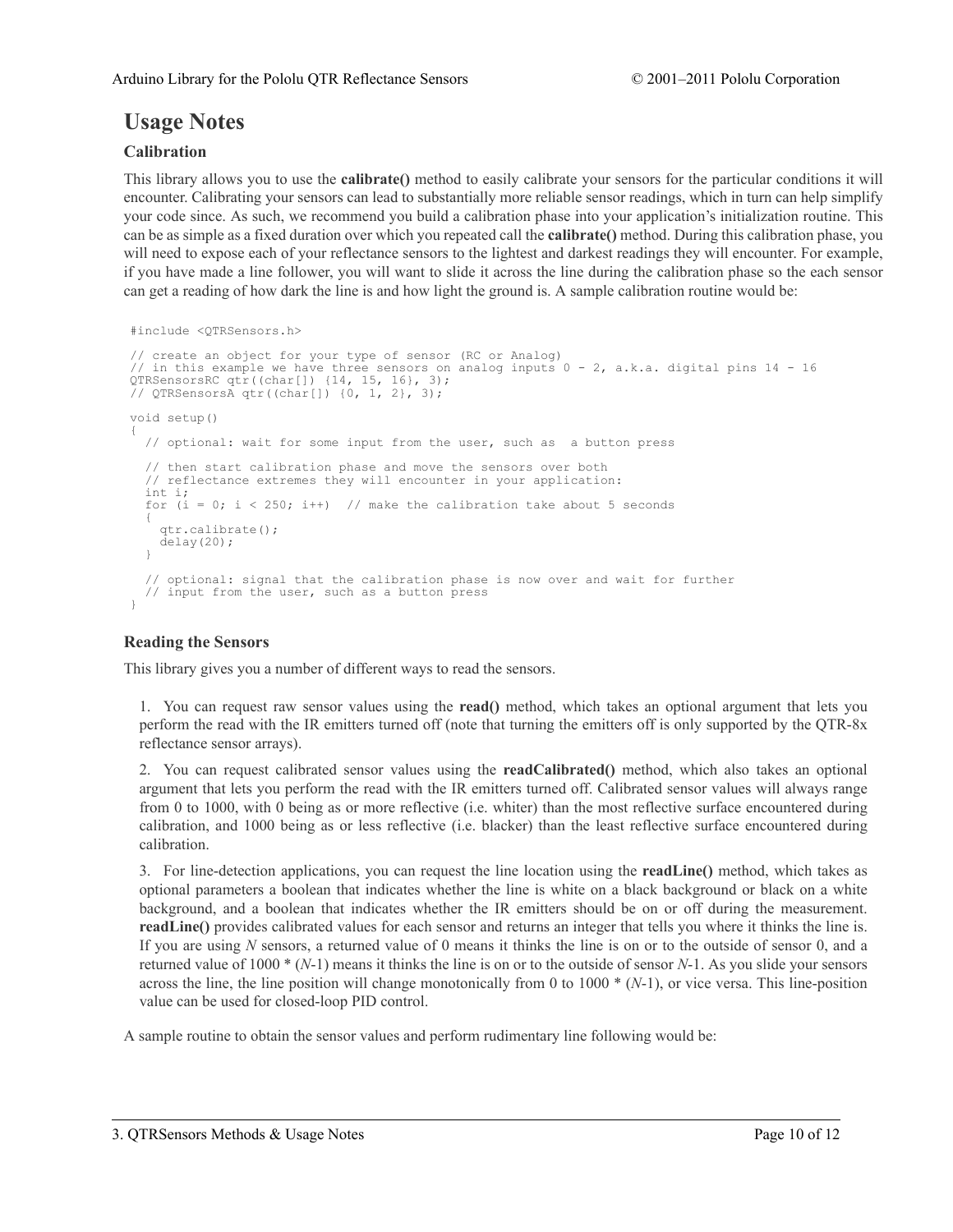# Usage Notes

### Calibration

This library allows you to use the **calibrate()** method to easily calibrate your sensors for the particular conditions it will encounter. Calibrating your sensors can lead to substantially more reliable sensor readings, which in turn can help simplify your code since. As such, we recommend you build a calibration phase into your application's initialization routine. This can be as simple as a fixed duration over which you repeated call the **calibrate()** method. During this calibration phase, you will need to expose each of your reflectance sensors to the lightest and darkest readings they will encounter. For example, if you have made a line follower, you will want to slide it across the line during the calibration phase so the each sensor can get a reading of how dark the line is and how light the ground is. A sample calibration routine would be:

```
#include <QTRSensors.h>

// create an object for your type of sensor (RC or Analog)
// in this example we have three sensors on analog inputs 0 - 2, a.k.a. digital pins 14 - 16
QTRSensorsRC qtr((char[]) {14, 15, 16}, 3);
// QTRSensorsA qtr((char[]) {0, 1, 2}, 3);

void setup()
{
  // optional: wait for some input from the user, such as  a button press

  // then start calibration phase and move the sensors over both
  // reflectance extremes they will encounter in your application:
  int i;
  for (i = 0; i < 250; i++)  // make the calibration take about 5 seconds
  {
    qtr.calibrate();
    delay(20);
  }

  // optional: signal that the calibration phase is now over and wait for further
  // input from the user, such as a button press
}
```

### Reading the Sensors

This library gives you a number of different ways to read the sensors.

1. You can request raw sensor values using the **read()** method, which takes an optional argument that lets you perform the read with the IR emitters turned off (note that turning the emitters off is only supported by the QTR-8x reflectance sensor arrays).

2. You can request calibrated sensor values using the **readCalibrated()** method, which also takes an optional argument that lets you perform the read with the IR emitters turned off. Calibrated sensor values will always range from 0 to 1000, with 0 being as or more reflective (i.e. whiter) than the most reflective surface encountered during calibration, and 1000 being as or less reflective (i.e. blacker) than the least reflective surface encountered during calibration.

3. For line-detection applications, you can request the line location using the **readLine()** method, which takes as optional parameters a boolean that indicates whether the line is white on a black background or black on a white background, and a boolean that indicates whether the IR emitters should be on or off during the measurement. **readLine()** provides calibrated values for each sensor and returns an integer that tells you where it thinks the line is. If you are using $N$ sensors, a returned value of 0 means it thinks the line is on or to the outside of sensor 0, and a returned value of $1000 * (N-1)$ means it thinks the line is on or to the outside of sensor $N-1$. As you slide your sensors across the line, the line position will change monotonically from 0 to $1000 * (N-1)$, or vice versa. This line-position value can be used for closed-loop PID control.

A sample routine to obtain the sensor values and perform rudimentary line following would be: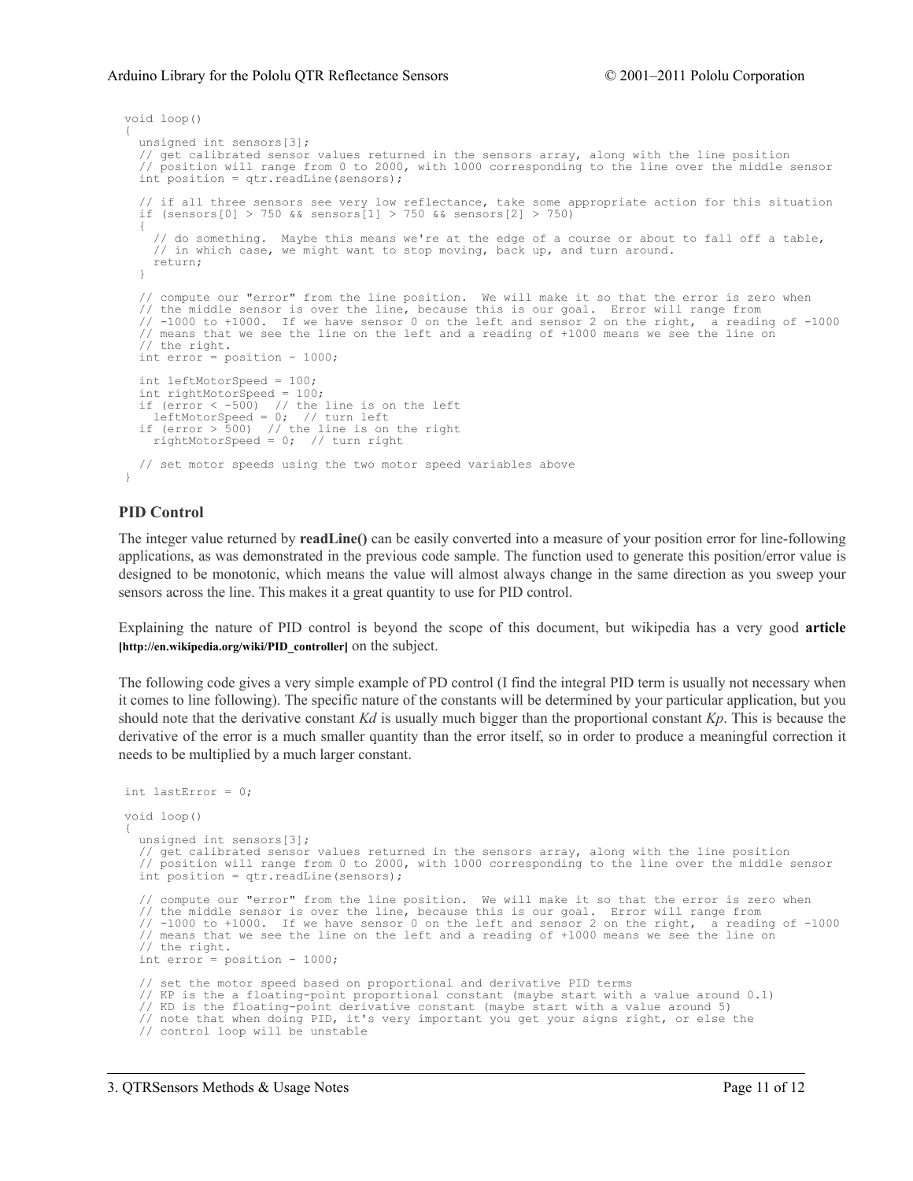```
void loop()
{
  unsigned int sensors[3];
  // get calibrated sensor values returned in the sensors array, along with the line position
  // position will range from 0 to 2000, with 1000 corresponding to the line over the middle sensor
  int position = qtr.readLine(sensors);

  // if all three sensors see very low reflectance, take some appropriate action for this situation
  if (sensors[0] > 750 && sensors[1] > 750 && sensors[2] > 750)
  {
    // do something.  Maybe this means we're at the edge of a course or about to fall off a table,
    // in which case, we might want to stop moving, back up, and turn around.
    return;
  }

  // compute our "error" from the line position.  We will make it so that the error is zero when
  // the middle sensor is over the line, because this is our goal.  Error will range from
  // -1000 to +1000.  If we have sensor 0 on the left and sensor 2 on the right,  a reading of -1000
  // means that we see the line on the left and a reading of +1000 means we see the line on
  // the right.
  int error = position - 1000;

  int leftMotorSpeed = 100;
  int rightMotorSpeed = 100;
  if (error < -500)  // the line is on the left
    leftMotorSpeed = 0;  // turn left
  if (error > 500)  // the line is on the right
    rightMotorSpeed = 0;  // turn right

  // set motor speeds using the two motor speed variables above
}
```

### PID Control

The integer value returned by **readLine()** can be easily converted into a measure of your position error for line-following applications, as was demonstrated in the previous code sample. The function used to generate this position/error value is designed to be monotonic, which means the value will almost always change in the same direction as you sweep your sensors across the line. This makes it a great quantity to use for PID control.

Explaining the nature of PID control is beyond the scope of this document, but wikipedia has a very good **article [http://en.wikipedia.org/wiki/PID_controller]** on the subject.

The following code gives a very simple example of PD control (I find the integral PID term is usually not necessary when it comes to line following). The specific nature of the constants will be determined by your particular application, but you should note that the derivative constant *Kd* is usually much bigger than the proportional constant *Kp*. This is because the derivative of the error is a much smaller quantity than the error itself, so in order to produce a meaningful correction it needs to be multiplied by a much larger constant.

```
int lastError = 0;

void loop()
{
  unsigned int sensors[3];
  // get calibrated sensor values returned in the sensors array, along with the line position
  // position will range from 0 to 2000, with 1000 corresponding to the line over the middle sensor
  int position = qtr.readLine(sensors);

  // compute our "error" from the line position.  We will make it so that the error is zero when
  // the middle sensor is over the line, because this is our goal.  Error will range from
  // -1000 to +1000.  If we have sensor 0 on the left and sensor 2 on the right,  a reading of -1000
  // means that we see the line on the left and a reading of +1000 means we see the line on
  // the right.
  int error = position - 1000;

  // set the motor speed based on proportional and derivative PID terms
  // KP is the a floating-point proportional constant (maybe start with a value around 0.1)
  // KD is the floating-point derivative constant (maybe start with a value around 5)
  // note that when doing PID, it's very important you get your signs right, or else the
  // control loop will be unstable
```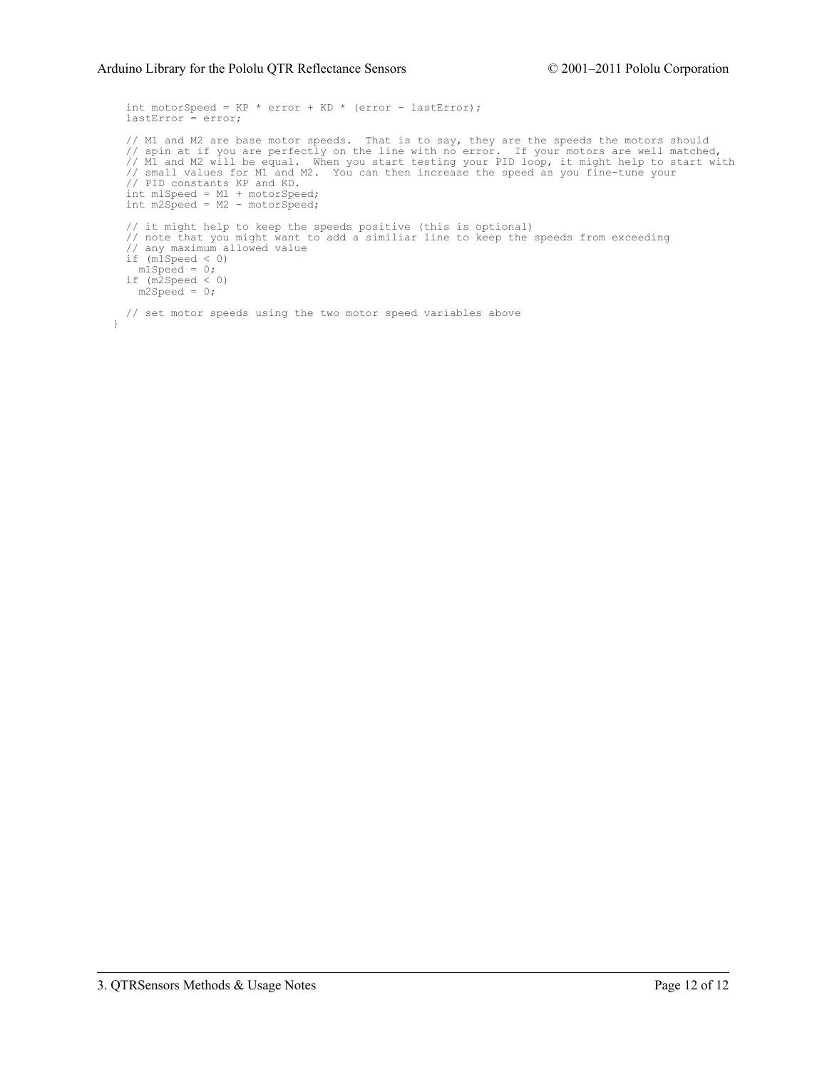```
  int motorSpeed = KP * error + KD * (error - lastError);
  lastError = error;

  // M1 and M2 are base motor speeds.  That is to say, they are the speeds the motors should
  // spin at if you are perfectly on the line with no error.  If your motors are well matched,
  // M1 and M2 will be equal.  When you start testing your PID loop, it might help to start with
  // small values for M1 and M2.  You can then increase the speed as you fine-tune your
  // PID constants KP and KD.
  int m1Speed = M1 + motorSpeed;
  int m2Speed = M2 - motorSpeed;

  // it might help to keep the speeds positive (this is optional)
  // note that you might want to add a similiar line to keep the speeds from exceeding
  // any maximum allowed value
  if (m1Speed < 0)
    m1Speed = 0;
  if (m2Speed < 0)
    m2Speed = 0;

  // set motor speeds using the two motor speed variables above
}
```